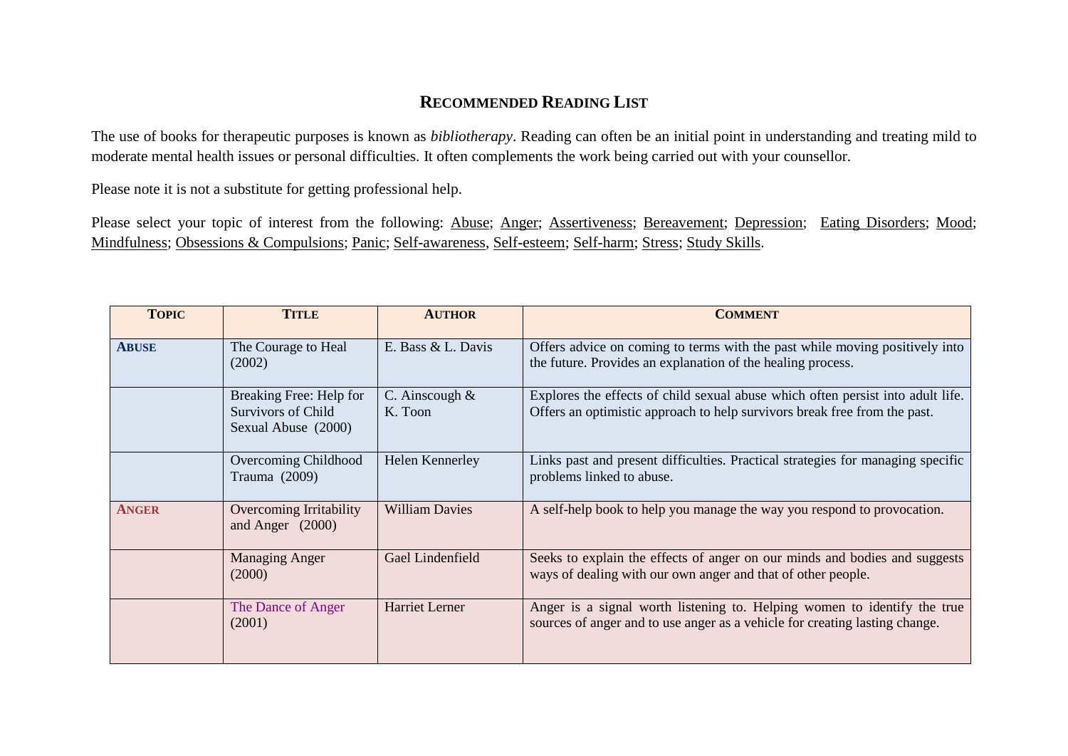# RECOMMENDED READING LIST

The use of books for therapeutic purposes is known as *bibliotherapy*. Reading can often be an initial point in understanding and treating mild to moderate mental health issues or personal difficulties. It often complements the work being carried out with your counsellor.

Please note it is not a substitute for getting professional help.

Please select your topic of interest from the following: Abuse; Anger; Assertiveness; Bereavement; Depression; Eating Disorders; Mood; Mindfulness; Obsessions & Compulsions; Panic; Self-awareness, Self-esteem; Self-harm; Stress; Study Skills.

| TOPIC | TITLE | AUTHOR | COMMENT |
|---|---|---|---|
| **ABUSE** | The Courage to Heal (2002) | E. Bass & L. Davis | Offers advice on coming to terms with the past while moving positively into the future. Provides an explanation of the healing process. |
| | Breaking Free: Help for Survivors of Child Sexual Abuse (2000) | C. Ainscough & K. Toon | Explores the effects of child sexual abuse which often persist into adult life. Offers an optimistic approach to help survivors break free from the past. |
| | Overcoming Childhood Trauma (2009) | Helen Kennerley | Links past and present difficulties. Practical strategies for managing specific problems linked to abuse. |
| **ANGER** | Overcoming Irritability and Anger (2000) | William Davies | A self-help book to help you manage the way you respond to provocation. |
| | Managing Anger (2000) | Gael Lindenfield | Seeks to explain the effects of anger on our minds and bodies and suggests ways of dealing with our own anger and that of other people. |
| | The Dance of Anger (2001) | Harriet Lerner | Anger is a signal worth listening to. Helping women to identify the true sources of anger and to use anger as a vehicle for creating lasting change. |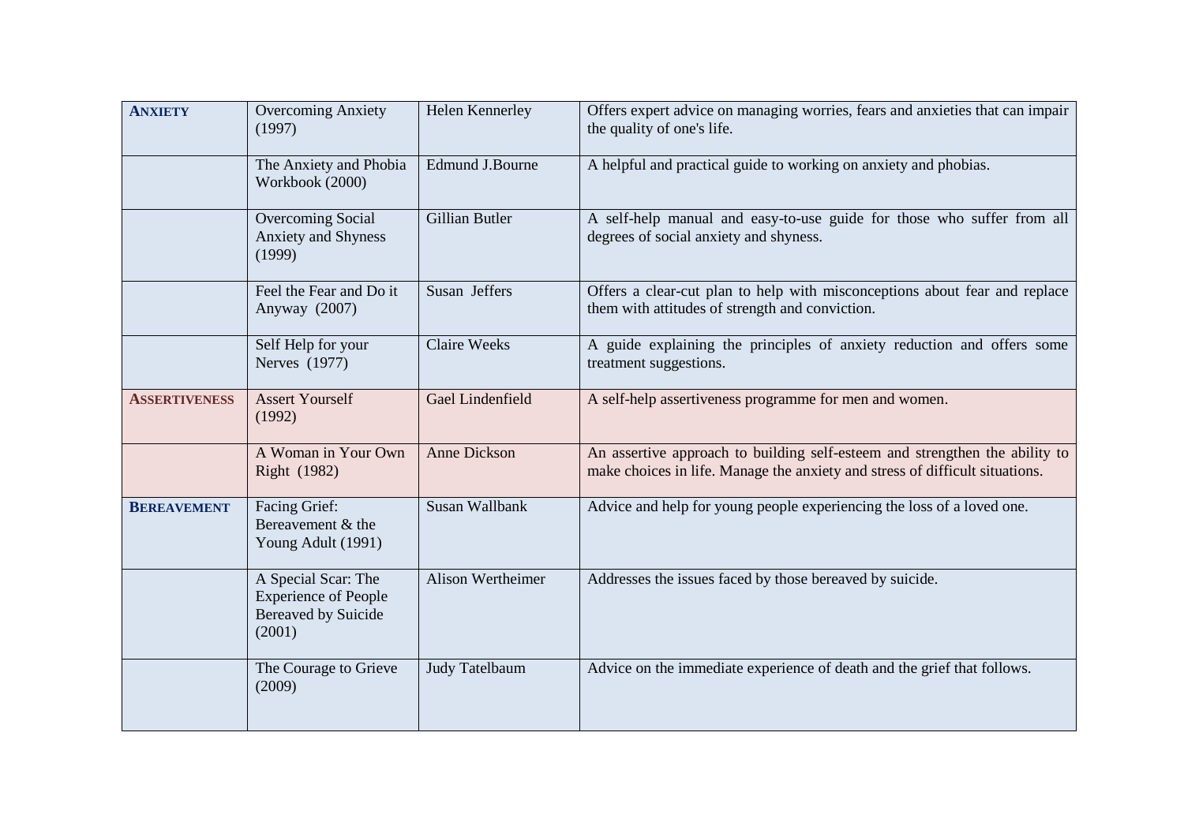| | | | |
|---|---|---|---|
| **ANXIETY** | Overcoming Anxiety (1997) | Helen Kennerley | Offers expert advice on managing worries, fears and anxieties that can impair the quality of one's life. |
| | The Anxiety and Phobia Workbook (2000) | Edmund J.Bourne | A helpful and practical guide to working on anxiety and phobias. |
| | Overcoming Social Anxiety and Shyness (1999) | Gillian Butler | A self-help manual and easy-to-use guide for those who suffer from all degrees of social anxiety and shyness. |
| | Feel the Fear and Do it Anyway (2007) | Susan Jeffers | Offers a clear-cut plan to help with misconceptions about fear and replace them with attitudes of strength and conviction. |
| | Self Help for your Nerves (1977) | Claire Weeks | A guide explaining the principles of anxiety reduction and offers some treatment suggestions. |
| **ASSERTIVENESS** | Assert Yourself (1992) | Gael Lindenfield | A self-help assertiveness programme for men and women. |
| | A Woman in Your Own Right (1982) | Anne Dickson | An assertive approach to building self-esteem and strengthen the ability to make choices in life. Manage the anxiety and stress of difficult situations. |
| **BEREAVEMENT** | Facing Grief: Bereavement & the Young Adult (1991) | Susan Wallbank | Advice and help for young people experiencing the loss of a loved one. |
| | A Special Scar: The Experience of People Bereaved by Suicide (2001) | Alison Wertheimer | Addresses the issues faced by those bereaved by suicide. |
| | The Courage to Grieve (2009) | Judy Tatelbaum | Advice on the immediate experience of death and the grief that follows. |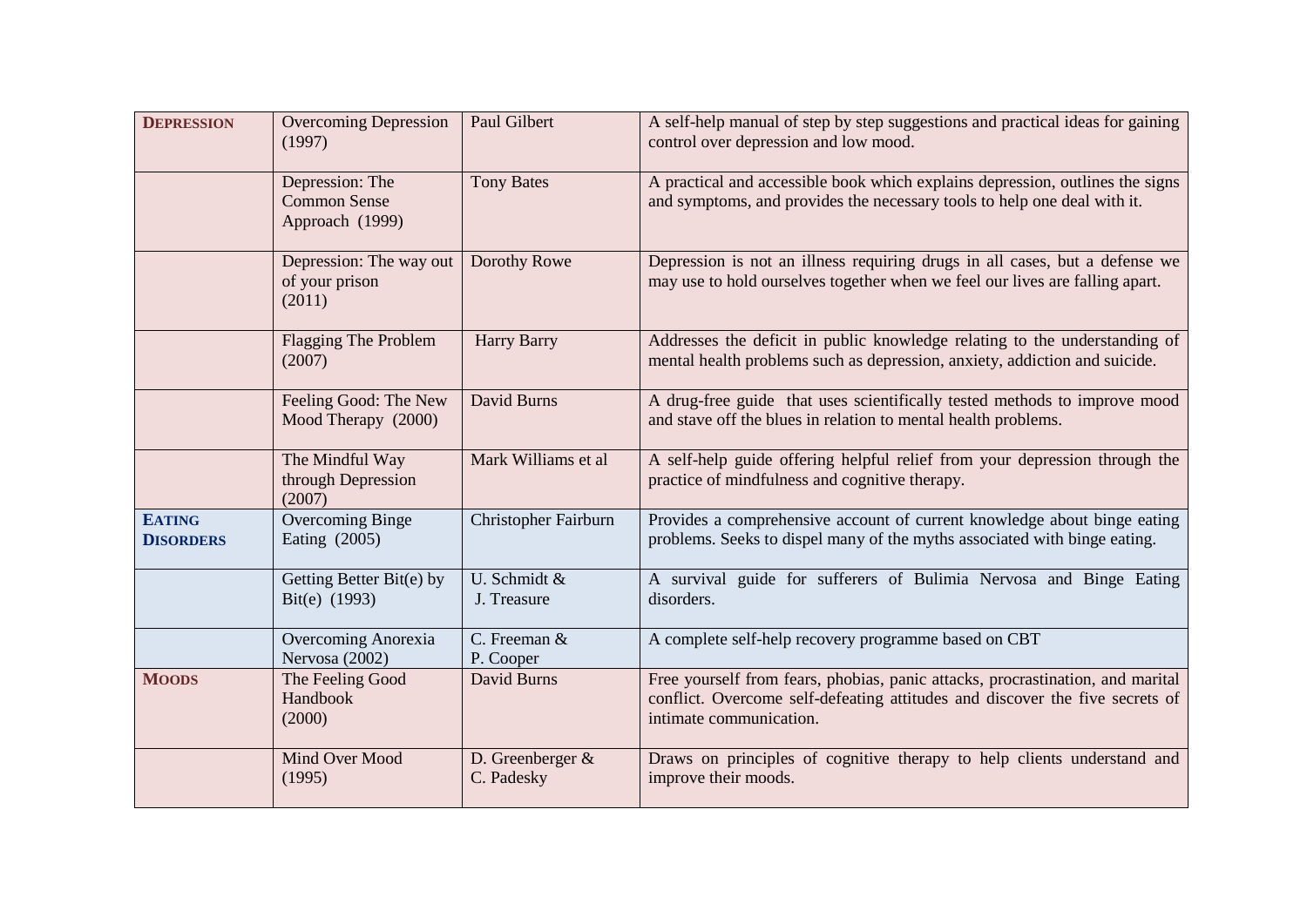| | | | |
|---|---|---|---|
| **DEPRESSION** | Overcoming Depression (1997) | Paul Gilbert | A self-help manual of step by step suggestions and practical ideas for gaining control over depression and low mood. |
| | Depression: The Common Sense Approach (1999) | Tony Bates | A practical and accessible book which explains depression, outlines the signs and symptoms, and provides the necessary tools to help one deal with it. |
| | Depression: The way out of your prison (2011) | Dorothy Rowe | Depression is not an illness requiring drugs in all cases, but a defense we may use to hold ourselves together when we feel our lives are falling apart. |
| | Flagging The Problem (2007) | Harry Barry | Addresses the deficit in public knowledge relating to the understanding of mental health problems such as depression, anxiety, addiction and suicide. |
| | Feeling Good: The New Mood Therapy (2000) | David Burns | A drug-free guide that uses scientifically tested methods to improve mood and stave off the blues in relation to mental health problems. |
| | The Mindful Way through Depression (2007) | Mark Williams et al | A self-help guide offering helpful relief from your depression through the practice of mindfulness and cognitive therapy. |
| **EATING DISORDERS** | Overcoming Binge Eating (2005) | Christopher Fairburn | Provides a comprehensive account of current knowledge about binge eating problems. Seeks to dispel many of the myths associated with binge eating. |
| | Getting Better Bit(e) by Bit(e) (1993) | U. Schmidt & J. Treasure | A survival guide for sufferers of Bulimia Nervosa and Binge Eating disorders. |
| | Overcoming Anorexia Nervosa (2002) | C. Freeman & P. Cooper | A complete self-help recovery programme based on CBT |
| **MOODS** | The Feeling Good Handbook (2000) | David Burns | Free yourself from fears, phobias, panic attacks, procrastination, and marital conflict. Overcome self-defeating attitudes and discover the five secrets of intimate communication. |
| | Mind Over Mood (1995) | D. Greenberger & C. Padesky | Draws on principles of cognitive therapy to help clients understand and improve their moods. |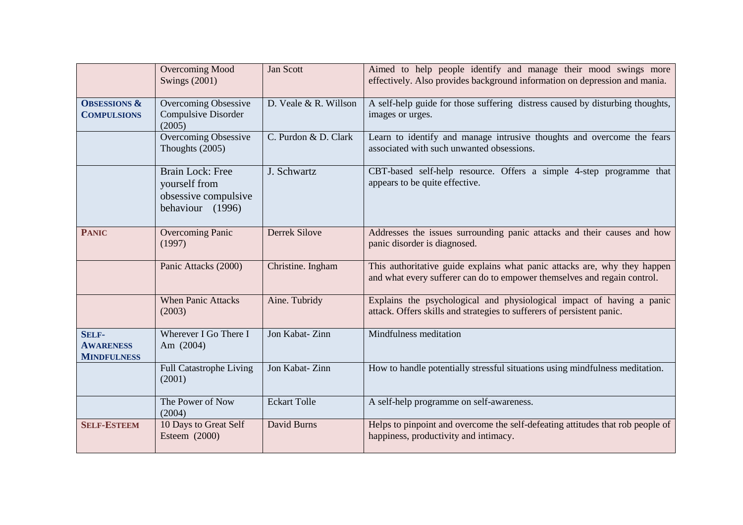| | | | |
|---|---|---|---|
| | Overcoming Mood Swings (2001) | Jan Scott | Aimed to help people identify and manage their mood swings more effectively. Also provides background information on depression and mania. |
| **OBSESSIONS & COMPULSIONS** | Overcoming Obsessive Compulsive Disorder (2005) | D. Veale & R. Willson | A self-help guide for those suffering distress caused by disturbing thoughts, images or urges. |
| | Overcoming Obsessive Thoughts (2005) | C. Purdon & D. Clark | Learn to identify and manage intrusive thoughts and overcome the fears associated with such unwanted obsessions. |
| | Brain Lock: Free yourself from obsessive compulsive behaviour (1996) | J. Schwartz | CBT-based self-help resource. Offers a simple 4-step programme that appears to be quite effective. |
| **PANIC** | Overcoming Panic (1997) | Derrek Silove | Addresses the issues surrounding panic attacks and their causes and how panic disorder is diagnosed. |
| | Panic Attacks (2000) | Christine. Ingham | This authoritative guide explains what panic attacks are, why they happen and what every sufferer can do to empower themselves and regain control. |
| | When Panic Attacks (2003) | Aine. Tubridy | Explains the psychological and physiological impact of having a panic attack. Offers skills and strategies to sufferers of persistent panic. |
| **SELF-AWARENESS MINDFULNESS** | Wherever I Go There I Am (2004) | Jon Kabat- Zinn | Mindfulness meditation |
| | Full Catastrophe Living (2001) | Jon Kabat- Zinn | How to handle potentially stressful situations using mindfulness meditation. |
| | The Power of Now (2004) | Eckart Tolle | A self-help programme on self-awareness. |
| **SELF-ESTEEM** | 10 Days to Great Self Esteem (2000) | David Burns | Helps to pinpoint and overcome the self-defeating attitudes that rob people of happiness, productivity and intimacy. |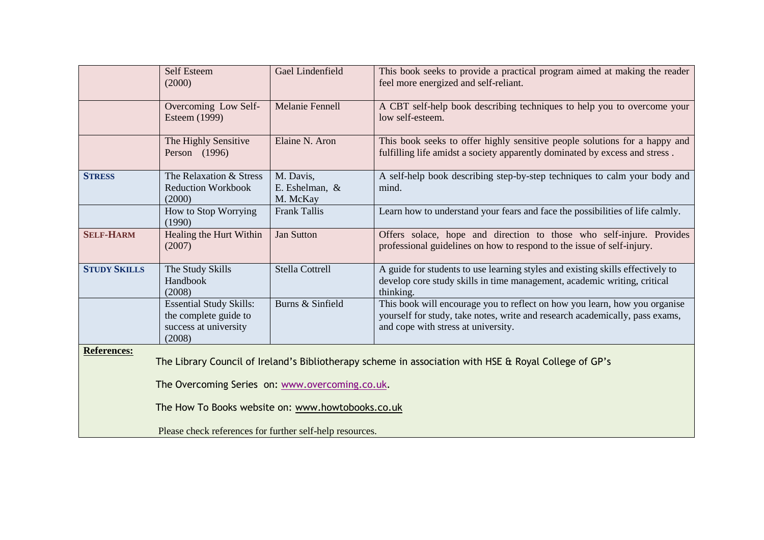| | | | |
|---|---|---|---|
| | Self Esteem (2000) | Gael Lindenfield | This book seeks to provide a practical program aimed at making the reader feel more energized and self-reliant. |
| | Overcoming Low Self-Esteem (1999) | Melanie Fennell | A CBT self-help book describing techniques to help you to overcome your low self-esteem. |
| | The Highly Sensitive Person (1996) | Elaine N. Aron | This book seeks to offer highly sensitive people solutions for a happy and fulfilling life amidst a society apparently dominated by excess and stress . |
| **STRESS** | The Relaxation & Stress Reduction Workbook (2000) | M. Davis, E. Eshelman, & M. McKay | A self-help book describing step-by-step techniques to calm your body and mind. |
| | How to Stop Worrying (1990) | Frank Tallis | Learn how to understand your fears and face the possibilities of life calmly. |
| **SELF-HARM** | Healing the Hurt Within (2007) | Jan Sutton | Offers solace, hope and direction to those who self-injure. Provides professional guidelines on how to respond to the issue of self-injury. |
| **STUDY SKILLS** | The Study Skills Handbook (2008) | Stella Cottrell | A guide for students to use learning styles and existing skills effectively to develop core study skills in time management, academic writing, critical thinking. |
| | Essential Study Skills: the complete guide to success at university (2008) | Burns & Sinfield | This book will encourage you to reflect on how you learn, how you organise yourself for study, take notes, write and research academically, pass exams, and cope with stress at university. |

**References:**

The Library Council of Ireland's Bibliotherapy scheme in association with HSE & Royal College of GP's

The Overcoming Series on: www.overcoming.co.uk.

The How To Books website on: www.howtobooks.co.uk

Please check references for further self-help resources.